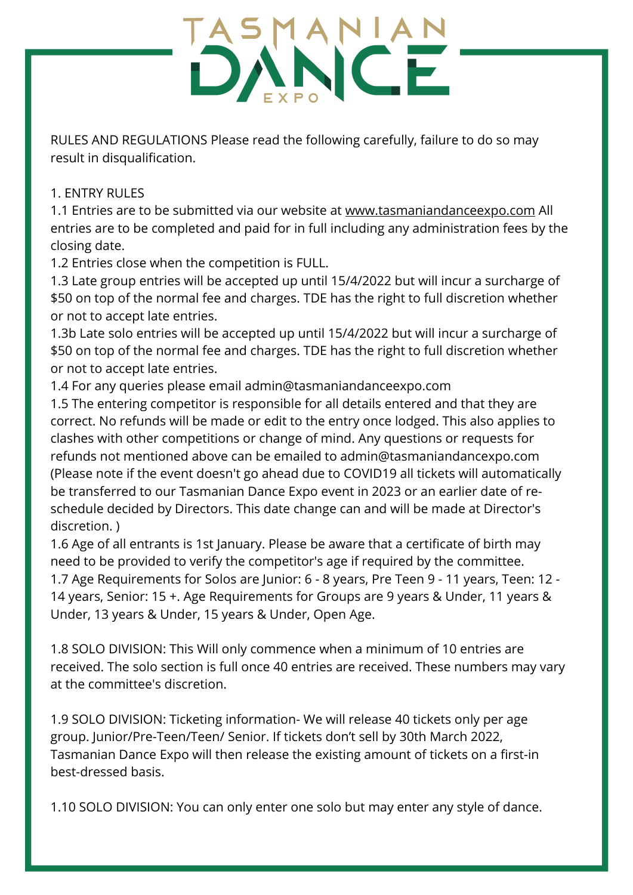# TASMANIAN DANCE EXPO

RULES AND REGULATIONS Please read the following carefully, failure to do so may result in disqualification.

## 1. ENTRY RULES

1.1 Entries are to be submitted via our website at www.tasmaniandanceexpo.com All entries are to be completed and paid for in full including any administration fees by the closing date.

1.2 Entries close when the competition is FULL.

1.3 Late group entries will be accepted up until 15/4/2022 but will incur a surcharge of $50 on top of the normal fee and charges. TDE has the right to full discretion whether or not to accept late entries.

1.3b Late solo entries will be accepted up until 15/4/2022 but will incur a surcharge of $50 on top of the normal fee and charges. TDE has the right to full discretion whether or not to accept late entries.

1.4 For any queries please email admin@tasmaniandanceexpo.com

1.5 The entering competitor is responsible for all details entered and that they are correct. No refunds will be made or edit to the entry once lodged. This also applies to clashes with other competitions or change of mind. Any questions or requests for refunds not mentioned above can be emailed to admin@tasmaniandancexpo.com (Please note if the event doesn't go ahead due to COVID19 all tickets will automatically be transferred to our Tasmanian Dance Expo event in 2023 or an earlier date of re-schedule decided by Directors. This date change can and will be made at Director's discretion. )

1.6 Age of all entrants is 1st January. Please be aware that a certificate of birth may need to be provided to verify the competitor's age if required by the committee.

1.7 Age Requirements for Solos are Junior: 6 - 8 years, Pre Teen 9 - 11 years, Teen: 12 - 14 years, Senior: 15 +. Age Requirements for Groups are 9 years & Under, 11 years & Under, 13 years & Under, 15 years & Under, Open Age.

1.8 SOLO DIVISION: This Will only commence when a minimum of 10 entries are received. The solo section is full once 40 entries are received. These numbers may vary at the committee's discretion.

1.9 SOLO DIVISION: Ticketing information- We will release 40 tickets only per age group. Junior/Pre-Teen/Teen/ Senior. If tickets don't sell by 30th March 2022, Tasmanian Dance Expo will then release the existing amount of tickets on a first-in best-dressed basis.

1.10 SOLO DIVISION: You can only enter one solo but may enter any style of dance.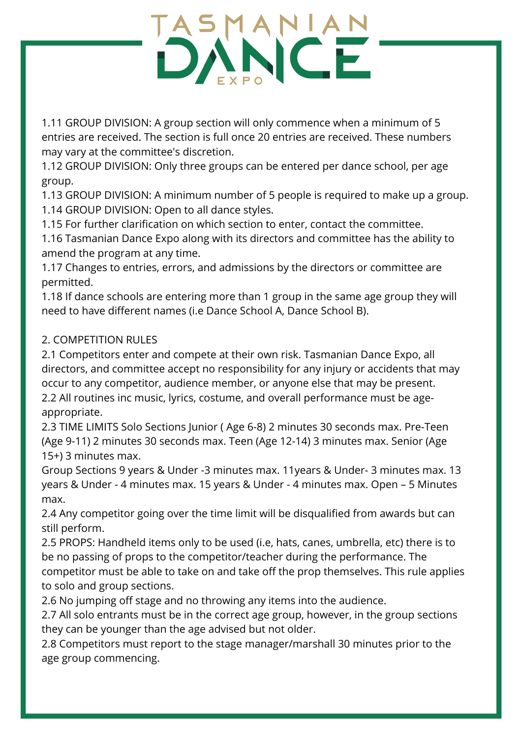# TASMANIAN DANCE EXPO

1.11 GROUP DIVISION: A group section will only commence when a minimum of 5 entries are received. The section is full once 20 entries are received. These numbers may vary at the committee's discretion.
1.12 GROUP DIVISION: Only three groups can be entered per dance school, per age group.
1.13 GROUP DIVISION: A minimum number of 5 people is required to make up a group.
1.14 GROUP DIVISION: Open to all dance styles.
1.15 For further clarification on which section to enter, contact the committee.
1.16 Tasmanian Dance Expo along with its directors and committee has the ability to amend the program at any time.
1.17 Changes to entries, errors, and admissions by the directors or committee are permitted.
1.18 If dance schools are entering more than 1 group in the same age group they will need to have different names (i.e Dance School A, Dance School B).

2. COMPETITION RULES
2.1 Competitors enter and compete at their own risk. Tasmanian Dance Expo, all directors, and committee accept no responsibility for any injury or accidents that may occur to any competitor, audience member, or anyone else that may be present.
2.2 All routines inc music, lyrics, costume, and overall performance must be age-appropriate.
2.3 TIME LIMITS Solo Sections Junior ( Age 6-8) 2 minutes 30 seconds max. Pre-Teen (Age 9-11) 2 minutes 30 seconds max. Teen (Age 12-14) 3 minutes max. Senior (Age 15+) 3 minutes max.
Group Sections 9 years & Under -3 minutes max. 11years & Under- 3 minutes max. 13 years & Under - 4 minutes max. 15 years & Under - 4 minutes max. Open – 5 Minutes max.
2.4 Any competitor going over the time limit will be disqualified from awards but can still perform.
2.5 PROPS: Handheld items only to be used (i.e, hats, canes, umbrella, etc) there is to be no passing of props to the competitor/teacher during the performance. The competitor must be able to take on and take off the prop themselves. This rule applies to solo and group sections.
2.6 No jumping off stage and no throwing any items into the audience.
2.7 All solo entrants must be in the correct age group, however, in the group sections they can be younger than the age advised but not older.
2.8 Competitors must report to the stage manager/marshall 30 minutes prior to the age group commencing.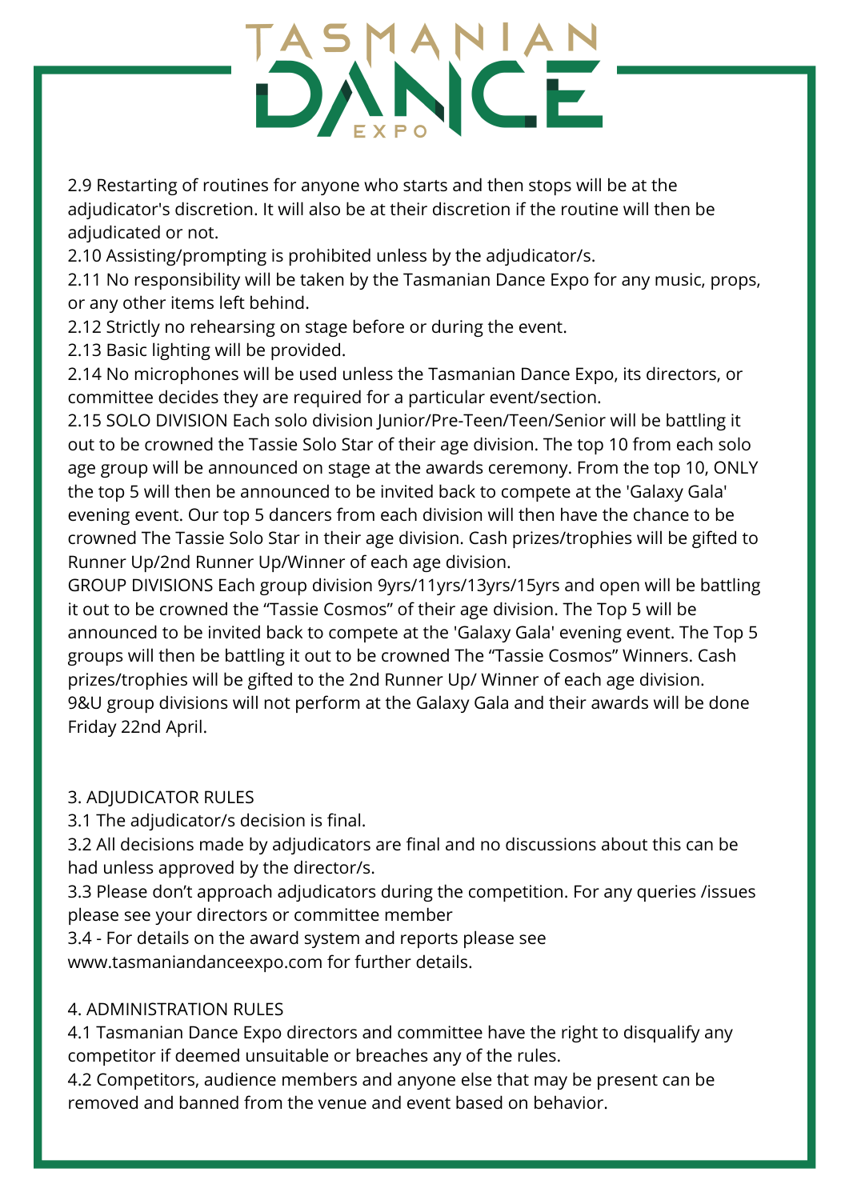2.9 Restarting of routines for anyone who starts and then stops will be at the adjudicator's discretion. It will also be at their discretion if the routine will then be adjudicated or not.
2.10 Assisting/prompting is prohibited unless by the adjudicator/s.
2.11 No responsibility will be taken by the Tasmanian Dance Expo for any music, props, or any other items left behind.
2.12 Strictly no rehearsing on stage before or during the event.
2.13 Basic lighting will be provided.
2.14 No microphones will be used unless the Tasmanian Dance Expo, its directors, or committee decides they are required for a particular event/section.
2.15 SOLO DIVISION Each solo division Junior/Pre-Teen/Teen/Senior will be battling it out to be crowned the Tassie Solo Star of their age division. The top 10 from each solo age group will be announced on stage at the awards ceremony. From the top 10, ONLY the top 5 will then be announced to be invited back to compete at the 'Galaxy Gala' evening event. Our top 5 dancers from each division will then have the chance to be crowned The Tassie Solo Star in their age division. Cash prizes/trophies will be gifted to Runner Up/2nd Runner Up/Winner of each age division.
GROUP DIVISIONS Each group division 9yrs/11yrs/13yrs/15yrs and open will be battling it out to be crowned the "Tassie Cosmos" of their age division. The Top 5 will be announced to be invited back to compete at the 'Galaxy Gala' evening event. The Top 5 groups will then be battling it out to be crowned The "Tassie Cosmos" Winners. Cash prizes/trophies will be gifted to the 2nd Runner Up/ Winner of each age division.
9&U group divisions will not perform at the Galaxy Gala and their awards will be done Friday 22nd April.

3. ADJUDICATOR RULES
3.1 The adjudicator/s decision is final.
3.2 All decisions made by adjudicators are final and no discussions about this can be had unless approved by the director/s.
3.3 Please don't approach adjudicators during the competition. For any queries /issues please see your directors or committee member
3.4 - For details on the award system and reports please see www.tasmaniandanceexpo.com for further details.

4. ADMINISTRATION RULES
4.1 Tasmanian Dance Expo directors and committee have the right to disqualify any competitor if deemed unsuitable or breaches any of the rules.
4.2 Competitors, audience members and anyone else that may be present can be removed and banned from the venue and event based on behavior.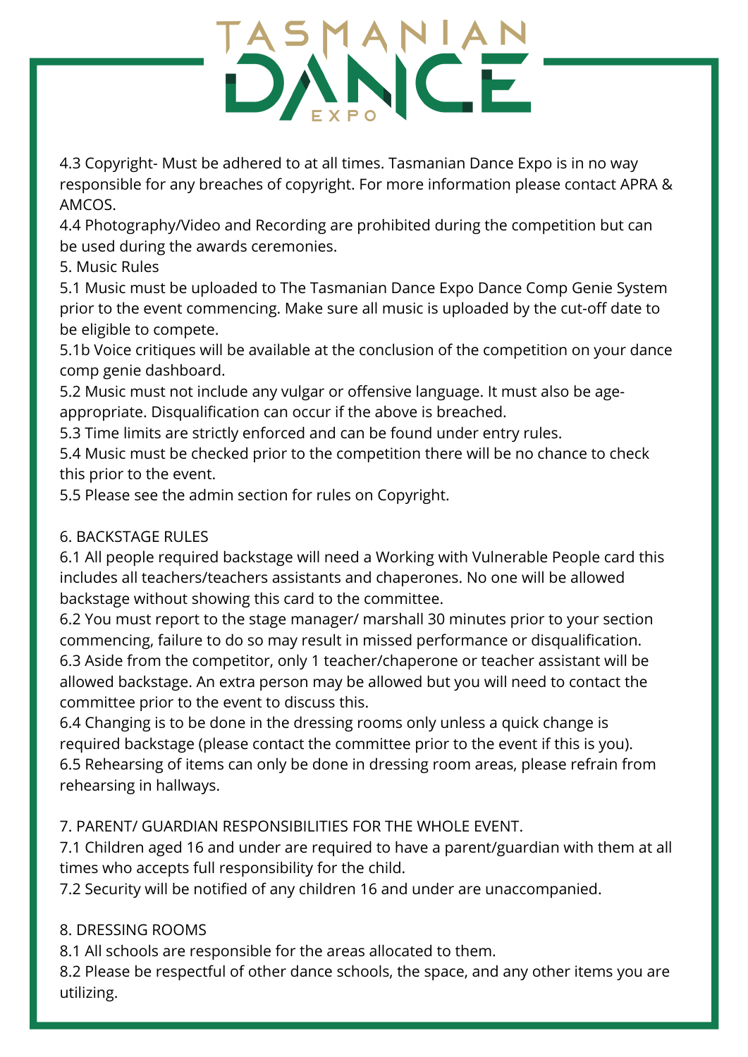4.3 Copyright- Must be adhered to at all times. Tasmanian Dance Expo is in no way responsible for any breaches of copyright. For more information please contact APRA & AMCOS.

4.4 Photography/Video and Recording are prohibited during the competition but can be used during the awards ceremonies.

5. Music Rules

5.1 Music must be uploaded to The Tasmanian Dance Expo Dance Comp Genie System prior to the event commencing. Make sure all music is uploaded by the cut-off date to be eligible to compete.

5.1b Voice critiques will be available at the conclusion of the competition on your dance comp genie dashboard.

5.2 Music must not include any vulgar or offensive language. It must also be age-appropriate. Disqualification can occur if the above is breached.

5.3 Time limits are strictly enforced and can be found under entry rules.

5.4 Music must be checked prior to the competition there will be no chance to check this prior to the event.

5.5 Please see the admin section for rules on Copyright.

6. BACKSTAGE RULES

6.1 All people required backstage will need a Working with Vulnerable People card this includes all teachers/teachers assistants and chaperones. No one will be allowed backstage without showing this card to the committee.

6.2 You must report to the stage manager/ marshall 30 minutes prior to your section commencing, failure to do so may result in missed performance or disqualification.

6.3 Aside from the competitor, only 1 teacher/chaperone or teacher assistant will be allowed backstage. An extra person may be allowed but you will need to contact the committee prior to the event to discuss this.

6.4 Changing is to be done in the dressing rooms only unless a quick change is required backstage (please contact the committee prior to the event if this is you).

6.5 Rehearsing of items can only be done in dressing room areas, please refrain from rehearsing in hallways.

7. PARENT/ GUARDIAN RESPONSIBILITIES FOR THE WHOLE EVENT.

7.1 Children aged 16 and under are required to have a parent/guardian with them at all times who accepts full responsibility for the child.

7.2 Security will be notified of any children 16 and under are unaccompanied.

8. DRESSING ROOMS

8.1 All schools are responsible for the areas allocated to them.

8.2 Please be respectful of other dance schools, the space, and any other items you are utilizing.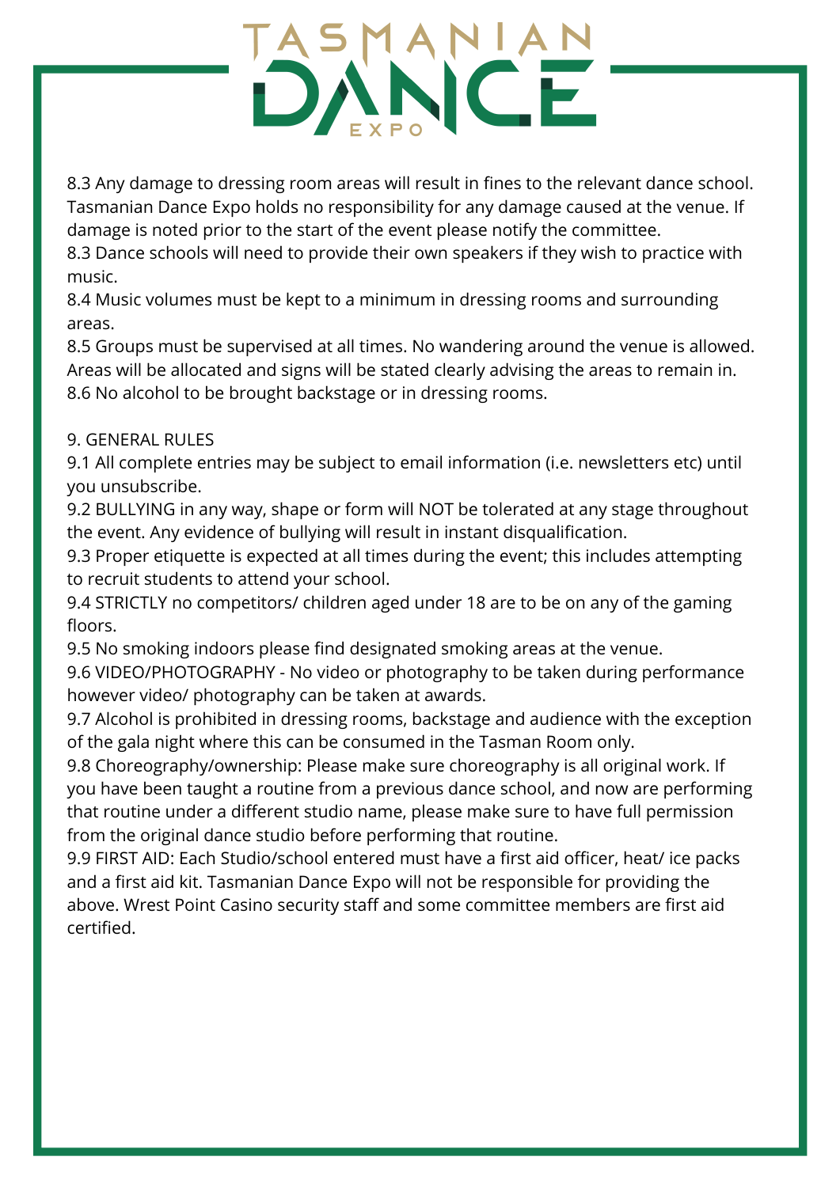8.3 Any damage to dressing room areas will result in fines to the relevant dance school. Tasmanian Dance Expo holds no responsibility for any damage caused at the venue. If damage is noted prior to the start of the event please notify the committee.
8.3 Dance schools will need to provide their own speakers if they wish to practice with music.
8.4 Music volumes must be kept to a minimum in dressing rooms and surrounding areas.
8.5 Groups must be supervised at all times. No wandering around the venue is allowed. Areas will be allocated and signs will be stated clearly advising the areas to remain in.
8.6 No alcohol to be brought backstage or in dressing rooms.

## 9. GENERAL RULES

9.1 All complete entries may be subject to email information (i.e. newsletters etc) until you unsubscribe.
9.2 BULLYING in any way, shape or form will NOT be tolerated at any stage throughout the event. Any evidence of bullying will result in instant disqualification.
9.3 Proper etiquette is expected at all times during the event; this includes attempting to recruit students to attend your school.
9.4 STRICTLY no competitors/ children aged under 18 are to be on any of the gaming floors.
9.5 No smoking indoors please find designated smoking areas at the venue.
9.6 VIDEO/PHOTOGRAPHY - No video or photography to be taken during performance however video/ photography can be taken at awards.
9.7 Alcohol is prohibited in dressing rooms, backstage and audience with the exception of the gala night where this can be consumed in the Tasman Room only.
9.8 Choreography/ownership: Please make sure choreography is all original work. If you have been taught a routine from a previous dance school, and now are performing that routine under a different studio name, please make sure to have full permission from the original dance studio before performing that routine.
9.9 FIRST AID: Each Studio/school entered must have a first aid officer, heat/ ice packs and a first aid kit. Tasmanian Dance Expo will not be responsible for providing the above. Wrest Point Casino security staff and some committee members are first aid certified.